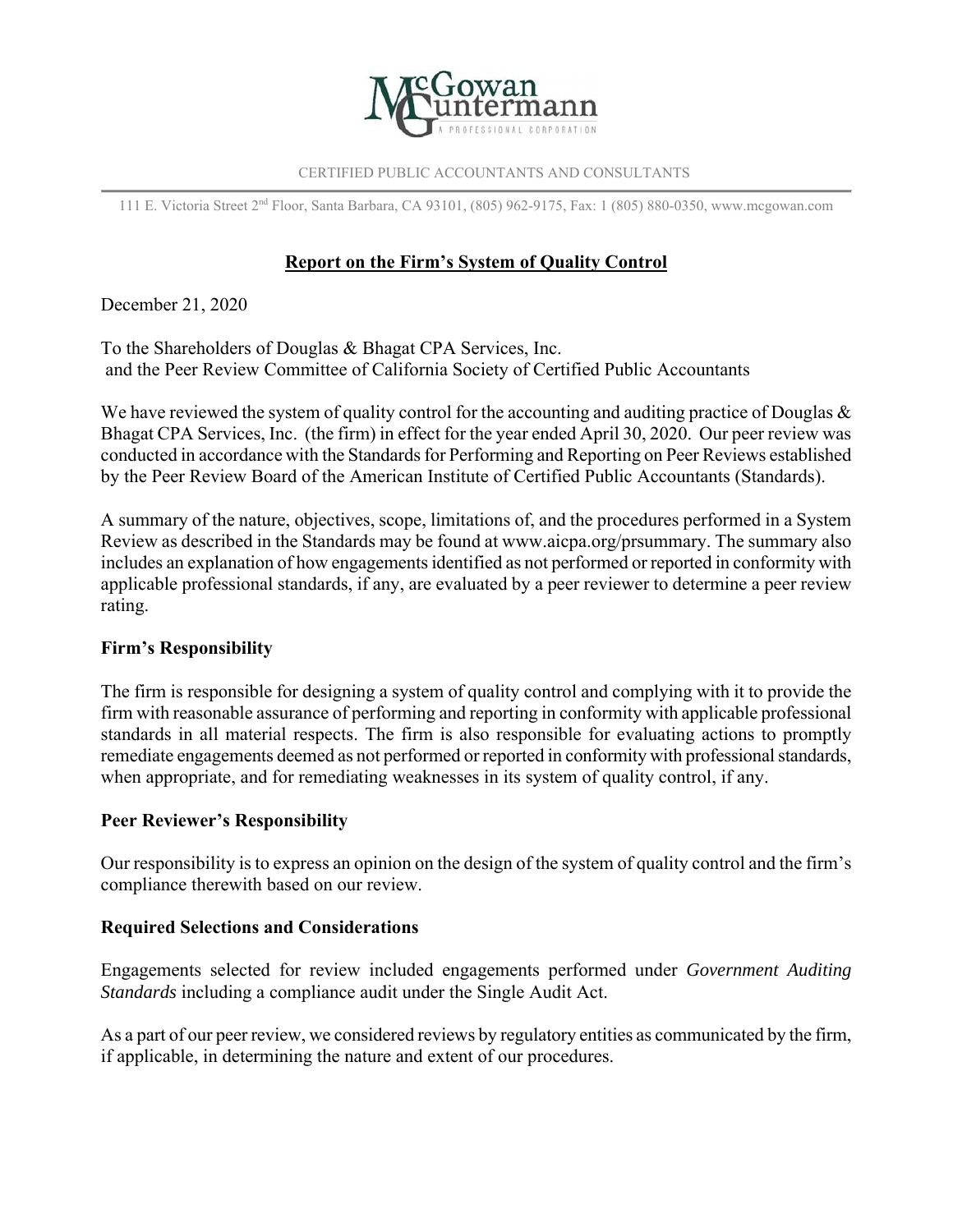McGowan Guntermann
A PROFESSIONAL CORPORATION

CERTIFIED PUBLIC ACCOUNTANTS AND CONSULTANTS

111 E. Victoria Street 2nd Floor, Santa Barbara, CA 93101, (805) 962-9175, Fax: 1 (805) 880-0350, www.mcgowan.com

# Report on the Firm's System of Quality Control

December 21, 2020

To the Shareholders of Douglas & Bhagat CPA Services, Inc.
and the Peer Review Committee of California Society of Certified Public Accountants

We have reviewed the system of quality control for the accounting and auditing practice of Douglas & Bhagat CPA Services, Inc. (the firm) in effect for the year ended April 30, 2020. Our peer review was conducted in accordance with the Standards for Performing and Reporting on Peer Reviews established by the Peer Review Board of the American Institute of Certified Public Accountants (Standards).

A summary of the nature, objectives, scope, limitations of, and the procedures performed in a System Review as described in the Standards may be found at www.aicpa.org/prsummary. The summary also includes an explanation of how engagements identified as not performed or reported in conformity with applicable professional standards, if any, are evaluated by a peer reviewer to determine a peer review rating.

## Firm's Responsibility

The firm is responsible for designing a system of quality control and complying with it to provide the firm with reasonable assurance of performing and reporting in conformity with applicable professional standards in all material respects. The firm is also responsible for evaluating actions to promptly remediate engagements deemed as not performed or reported in conformity with professional standards, when appropriate, and for remediating weaknesses in its system of quality control, if any.

## Peer Reviewer's Responsibility

Our responsibility is to express an opinion on the design of the system of quality control and the firm's compliance therewith based on our review.

## Required Selections and Considerations

Engagements selected for review included engagements performed under *Government Auditing Standards* including a compliance audit under the Single Audit Act.

As a part of our peer review, we considered reviews by regulatory entities as communicated by the firm, if applicable, in determining the nature and extent of our procedures.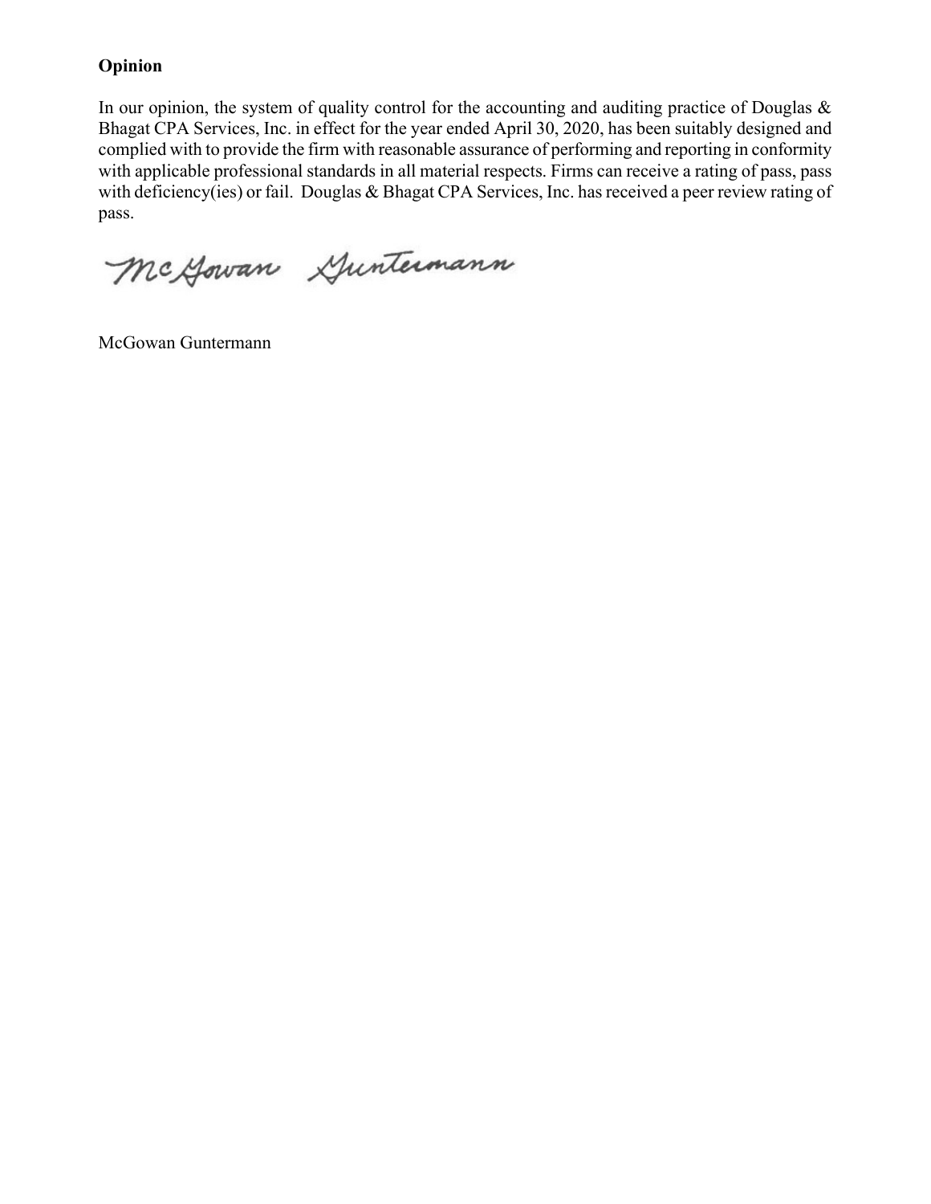**Opinion**

In our opinion, the system of quality control for the accounting and auditing practice of Douglas & Bhagat CPA Services, Inc. in effect for the year ended April 30, 2020, has been suitably designed and complied with to provide the firm with reasonable assurance of performing and reporting in conformity with applicable professional standards in all material respects. Firms can receive a rating of pass, pass with deficiency(ies) or fail. Douglas & Bhagat CPA Services, Inc. has received a peer review rating of pass.

McGowan Guntermann

McGowan Guntermann